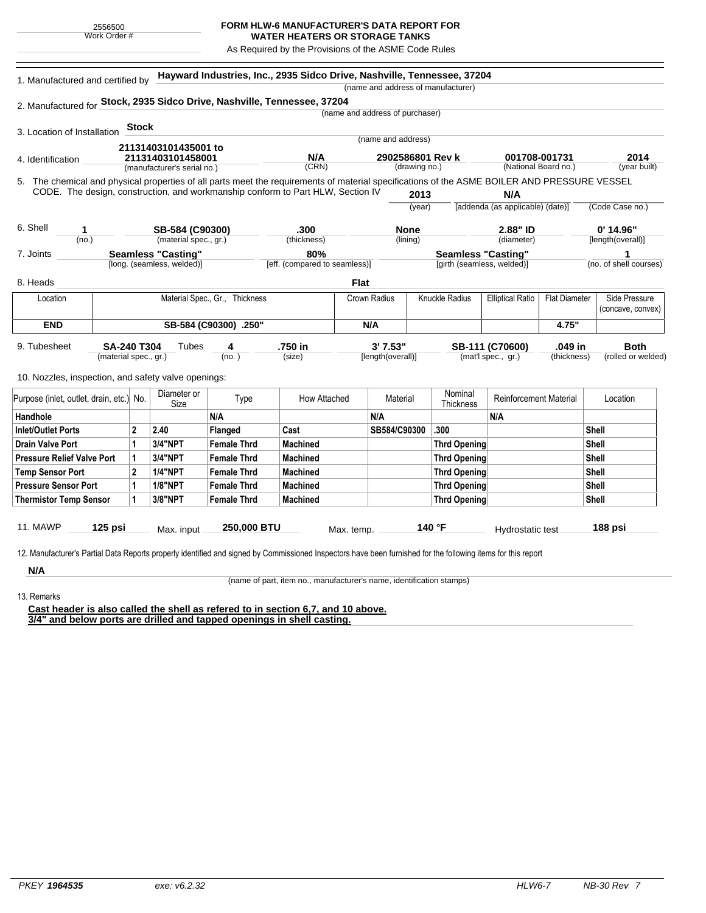2556500
Work Order #

# FORM HLW-6 MANUFACTURER'S DATA REPORT FOR WATER HEATERS OR STORAGE TANKS

As Required by the Provisions of the ASME Code Rules

1. Manufactured and certified by **Hayward Industries, Inc., 2935 Sidco Drive, Nashville, Tennessee, 37204**
(name and address of manufacturer)

2. Manufactured for **Stock, 2935 Sidco Drive, Nashville, Tennessee, 37204**
(name and address of purchaser)

3. Location of Installation **Stock**
(name and address)

4. Identification

| 21131403101435001 to 21131403101458001 | N/A | 2902586801 Rev k | 001708-001731 | 2014 |
|---|---|---|---|---|
| (manufacturer's serial no.) | (CRN) | (drawing no.) | (National Board no.) | (year built) |

5. The chemical and physical properties of all parts meet the requirements of material specifications of the ASME BOILER AND PRESSURE VESSEL CODE. The design, construction, and workmanship conform to Part HLW, Section IV **2013** (year) **N/A** [addenda (as applicable) (date)] (Code Case no.)

6. Shell

| 1 | SB-584 (C90300) | .300 | None | 2.88" ID | 0' 14.96" |
|---|---|---|---|---|---|
| (no.) | (material spec., gr.) | (thickness) | (lining) | (diameter) | [length(overall)] |

7. Joints

| Seamless "Casting" | 80% | Seamless "Casting" | 1 |
|---|---|---|---|
| [long. (seamless, welded)] | [eff. (compared to seamless)] | [girth (seamless, welded)] | (no. of shell courses) |

8. Heads **Flat**

| Location | Material Spec., Gr., Thickness | Crown Radius | Knuckle Radius | Elliptical Ratio | Flat Diameter | Side Pressure (concave, convex) |
|---|---|---|---|---|---|---|
| **END** | **SB-584 (C90300) .250"** | **N/A** | | | **4.75"** | |

9. Tubesheet

| SA-240 T304 | Tubes 4 | .750 in | 3' 7.53" | SB-111 (C70600) | .049 in | Both |
|---|---|---|---|---|---|---|
| (material spec., gr.) | (no.) | (size) | [length(overall)] | (mat'l spec., gr.) | (thickness) | (rolled or welded) |

10. Nozzles, inspection, and safety valve openings:

| Purpose (inlet, outlet, drain, etc.) | No. | Diameter or Size | Type | How Attached | Material | Nominal Thickness | Reinforcement Material | Location |
|---|---|---|---|---|---|---|---|---|
| **Handhole** | | | **N/A** | | **N/A** | | **N/A** | |
| **Inlet/Outlet Ports** | **2** | **2.40** | **Flanged** | **Cast** | **SB584/C90300** | **.300** | | **Shell** |
| **Drain Valve Port** | **1** | **3/4"NPT** | **Female Thrd** | **Machined** | | **Thrd Opening** | | **Shell** |
| **Pressure Relief Valve Port** | **1** | **3/4"NPT** | **Female Thrd** | **Machined** | | **Thrd Opening** | | **Shell** |
| **Temp Sensor Port** | **2** | **1/4"NPT** | **Female Thrd** | **Machined** | | **Thrd Opening** | | **Shell** |
| **Pressure Sensor Port** | **1** | **1/8"NPT** | **Female Thrd** | **Machined** | | **Thrd Opening** | | **Shell** |
| **Thermistor Temp Sensor** | **1** | **3/8"NPT** | **Female Thrd** | **Machined** | | **Thrd Opening** | | **Shell** |

11. MAWP **125 psi** Max. input **250,000 BTU** Max. temp. **140 °F** Hydrostatic test **188 psi**

12. Manufacturer's Partial Data Reports properly identified and signed by Commissioned Inspectors have been furnished for the following items for this report

**N/A**
(name of part, item no., manufacturer's name, identification stamps)

13. Remarks

**Cast header is also called the shell as refered to in section 6,7, and 10 above.**
**3/4" and below ports are drilled and tapped openings in shell casting.**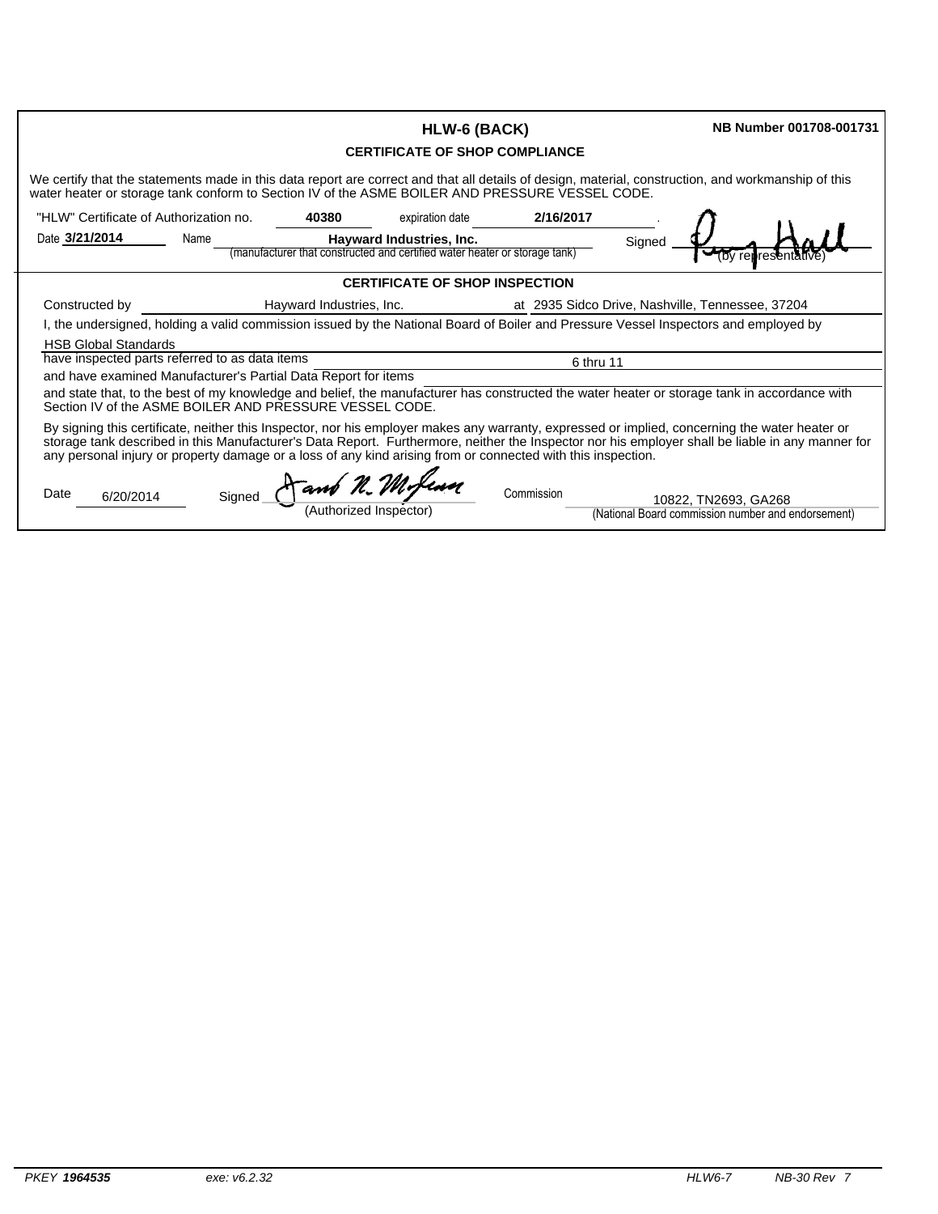# HLW-6 (BACK)

**NB Number 001708-001731**

## CERTIFICATE OF SHOP COMPLIANCE

We certify that the statements made in this data report are correct and that all details of design, material, construction, and workmanship of this water heater or storage tank conform to Section IV of the ASME BOILER AND PRESSURE VESSEL CODE.

"HLW" Certificate of Authorization no. **40380** expiration date **2/16/2017** .

Date **3/21/2014** Name **Hayward Industries, Inc.** Signed (signature) (by representative)

(manufacturer that constructed and certified water heater or storage tank)

## CERTIFICATE OF SHOP INSPECTION

Constructed by Hayward Industries, Inc. at 2935 Sidco Drive, Nashville, Tennessee, 37204

I, the undersigned, holding a valid commission issued by the National Board of Boiler and Pressure Vessel Inspectors and employed by HSB Global Standards

have inspected parts referred to as data items 6 thru 11

and have examined Manufacturer's Partial Data Report for items

and state that, to the best of my knowledge and belief, the manufacturer has constructed the water heater or storage tank in accordance with Section IV of the ASME BOILER AND PRESSURE VESSEL CODE.

By signing this certificate, neither this Inspector, nor his employer makes any warranty, expressed or implied, concerning the water heater or storage tank described in this Manufacturer's Data Report. Furthermore, neither the Inspector nor his employer shall be liable in any manner for any personal injury or property damage or a loss of any kind arising from or connected with this inspection.

Date 6/20/2014 Signed (signature) (Authorized Inspector) Commission 10822, TN2693, GA268

(National Board commission number and endorsement)

*PKEY* ***1964535*** *exe: v6.2.32* *HLW6-7* *NB-30 Rev 7*